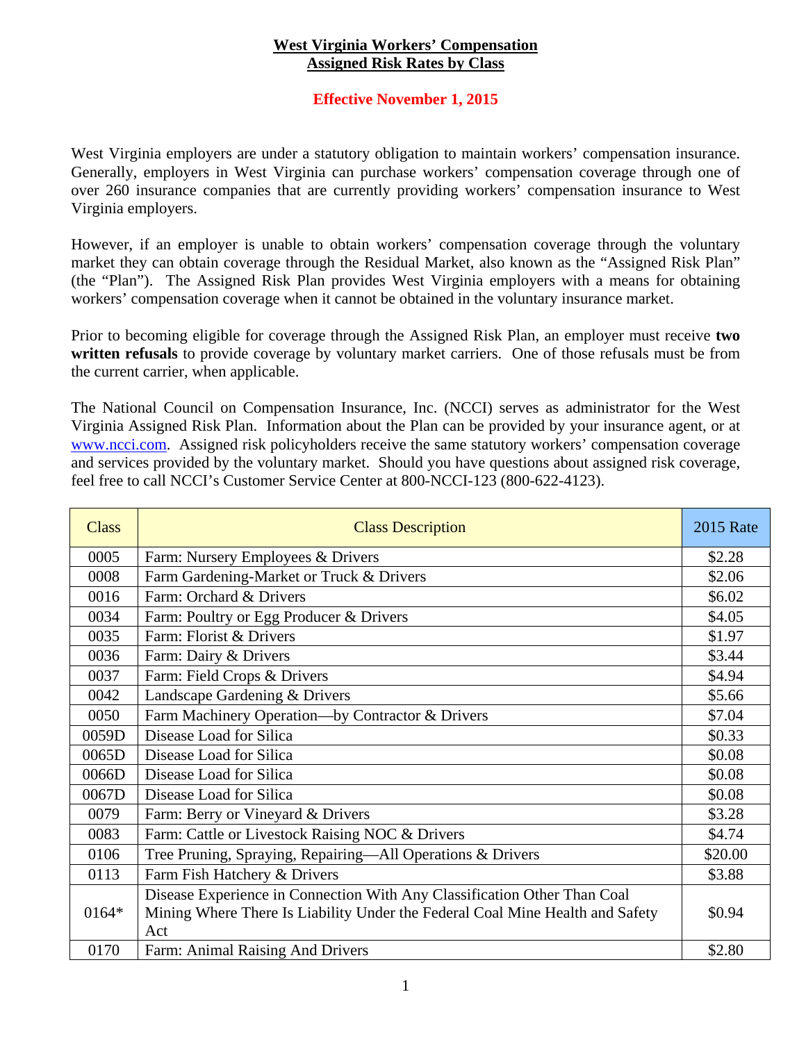# West Virginia Workers' Compensation
# Assigned Risk Rates by Class

## Effective November 1, 2015

West Virginia employers are under a statutory obligation to maintain workers' compensation insurance. Generally, employers in West Virginia can purchase workers' compensation coverage through one of over 260 insurance companies that are currently providing workers' compensation insurance to West Virginia employers.

However, if an employer is unable to obtain workers' compensation coverage through the voluntary market they can obtain coverage through the Residual Market, also known as the "Assigned Risk Plan" (the "Plan"). The Assigned Risk Plan provides West Virginia employers with a means for obtaining workers' compensation coverage when it cannot be obtained in the voluntary insurance market.

Prior to becoming eligible for coverage through the Assigned Risk Plan, an employer must receive **two written refusals** to provide coverage by voluntary market carriers. One of those refusals must be from the current carrier, when applicable.

The National Council on Compensation Insurance, Inc. (NCCI) serves as administrator for the West Virginia Assigned Risk Plan. Information about the Plan can be provided by your insurance agent, or at www.ncci.com. Assigned risk policyholders receive the same statutory workers' compensation coverage and services provided by the voluntary market. Should you have questions about assigned risk coverage, feel free to call NCCI's Customer Service Center at 800-NCCI-123 (800-622-4123).

| Class | Class Description | 2015 Rate |
|---|---|---|
| 0005 | Farm: Nursery Employees & Drivers | $2.28 |
| 0008 | Farm Gardening-Market or Truck & Drivers | $2.06 |
| 0016 | Farm: Orchard & Drivers | $6.02 |
| 0034 | Farm: Poultry or Egg Producer & Drivers | $4.05 |
| 0035 | Farm: Florist & Drivers | $1.97 |
| 0036 | Farm: Dairy & Drivers | $3.44 |
| 0037 | Farm: Field Crops & Drivers | $4.94 |
| 0042 | Landscape Gardening & Drivers | $5.66 |
| 0050 | Farm Machinery Operation—by Contractor & Drivers | $7.04 |
| 0059D | Disease Load for Silica | $0.33 |
| 0065D | Disease Load for Silica | $0.08 |
| 0066D | Disease Load for Silica | $0.08 |
| 0067D | Disease Load for Silica | $0.08 |
| 0079 | Farm: Berry or Vineyard & Drivers | $3.28 |
| 0083 | Farm: Cattle or Livestock Raising NOC & Drivers | $4.74 |
| 0106 | Tree Pruning, Spraying, Repairing—All Operations & Drivers | $20.00 |
| 0113 | Farm Fish Hatchery & Drivers | $3.88 |
| 0164* | Disease Experience in Connection With Any Classification Other Than Coal Mining Where There Is Liability Under the Federal Coal Mine Health and Safety Act | $0.94 |
| 0170 | Farm: Animal Raising And Drivers | $2.80 |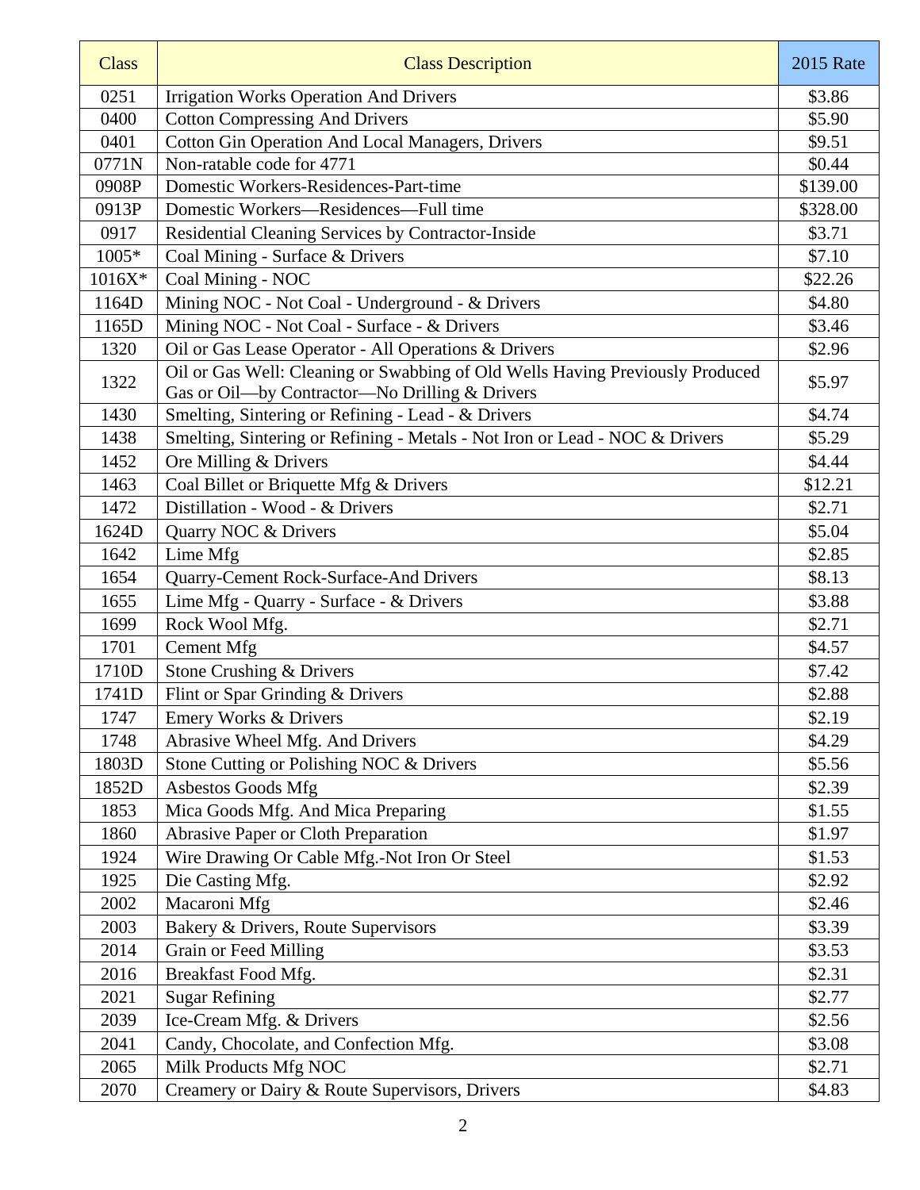| Class | Class Description | 2015 Rate |
| --- | --- | --- |
| 0251 | Irrigation Works Operation And Drivers | $3.86 |
| 0400 | Cotton Compressing And Drivers | $5.90 |
| 0401 | Cotton Gin Operation And Local Managers, Drivers | $9.51 |
| 0771N | Non-ratable code for 4771 | $0.44 |
| 0908P | Domestic Workers-Residences-Part-time | $139.00 |
| 0913P | Domestic Workers—Residences—Full time | $328.00 |
| 0917 | Residential Cleaning Services by Contractor-Inside | $3.71 |
| 1005* | Coal Mining - Surface & Drivers | $7.10 |
| 1016X* | Coal Mining - NOC | $22.26 |
| 1164D | Mining NOC - Not Coal - Underground - & Drivers | $4.80 |
| 1165D | Mining NOC - Not Coal - Surface - & Drivers | $3.46 |
| 1320 | Oil or Gas Lease Operator - All Operations & Drivers | $2.96 |
| 1322 | Oil or Gas Well: Cleaning or Swabbing of Old Wells Having Previously Produced Gas or Oil—by Contractor—No Drilling & Drivers | $5.97 |
| 1430 | Smelting, Sintering or Refining - Lead - & Drivers | $4.74 |
| 1438 | Smelting, Sintering or Refining - Metals - Not Iron or Lead - NOC & Drivers | $5.29 |
| 1452 | Ore Milling & Drivers | $4.44 |
| 1463 | Coal Billet or Briquette Mfg & Drivers | $12.21 |
| 1472 | Distillation - Wood - & Drivers | $2.71 |
| 1624D | Quarry NOC & Drivers | $5.04 |
| 1642 | Lime Mfg | $2.85 |
| 1654 | Quarry-Cement Rock-Surface-And Drivers | $8.13 |
| 1655 | Lime Mfg - Quarry - Surface - & Drivers | $3.88 |
| 1699 | Rock Wool Mfg. | $2.71 |
| 1701 | Cement Mfg | $4.57 |
| 1710D | Stone Crushing & Drivers | $7.42 |
| 1741D | Flint or Spar Grinding & Drivers | $2.88 |
| 1747 | Emery Works & Drivers | $2.19 |
| 1748 | Abrasive Wheel Mfg. And Drivers | $4.29 |
| 1803D | Stone Cutting or Polishing NOC & Drivers | $5.56 |
| 1852D | Asbestos Goods Mfg | $2.39 |
| 1853 | Mica Goods Mfg. And Mica Preparing | $1.55 |
| 1860 | Abrasive Paper or Cloth Preparation | $1.97 |
| 1924 | Wire Drawing Or Cable Mfg.-Not Iron Or Steel | $1.53 |
| 1925 | Die Casting Mfg. | $2.92 |
| 2002 | Macaroni Mfg | $2.46 |
| 2003 | Bakery & Drivers, Route Supervisors | $3.39 |
| 2014 | Grain or Feed Milling | $3.53 |
| 2016 | Breakfast Food Mfg. | $2.31 |
| 2021 | Sugar Refining | $2.77 |
| 2039 | Ice-Cream Mfg. & Drivers | $2.56 |
| 2041 | Candy, Chocolate, and Confection Mfg. | $3.08 |
| 2065 | Milk Products Mfg NOC | $2.71 |
| 2070 | Creamery or Dairy & Route Supervisors, Drivers | $4.83 |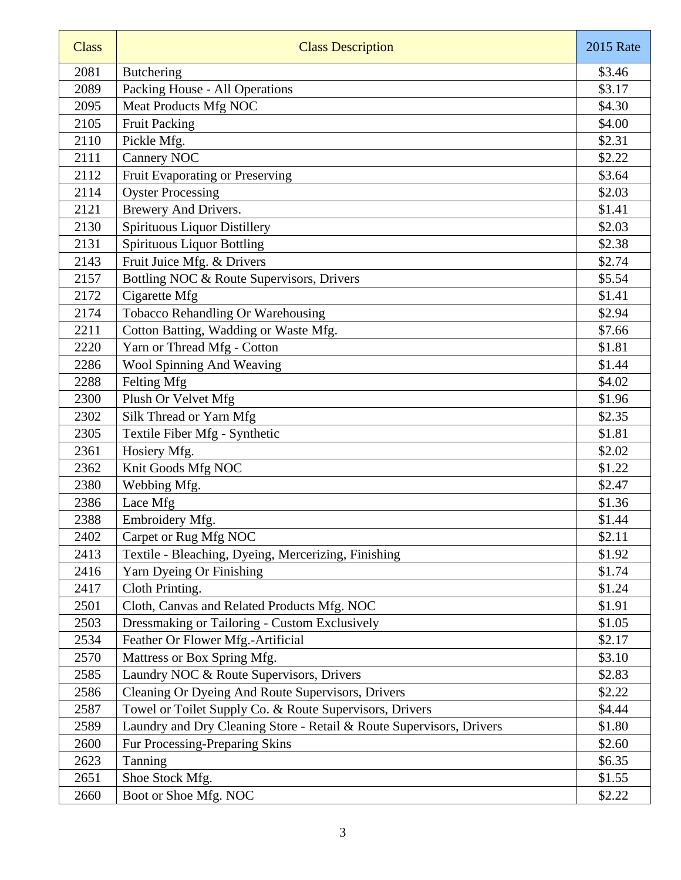| Class | Class Description | 2015 Rate |
|---|---|---|
| 2081 | Butchering | $3.46 |
| 2089 | Packing House - All Operations | $3.17 |
| 2095 | Meat Products Mfg NOC | $4.30 |
| 2105 | Fruit Packing | $4.00 |
| 2110 | Pickle Mfg. | $2.31 |
| 2111 | Cannery NOC | $2.22 |
| 2112 | Fruit Evaporating or Preserving | $3.64 |
| 2114 | Oyster Processing | $2.03 |
| 2121 | Brewery And Drivers. | $1.41 |
| 2130 | Spirituous Liquor Distillery | $2.03 |
| 2131 | Spirituous Liquor Bottling | $2.38 |
| 2143 | Fruit Juice Mfg. & Drivers | $2.74 |
| 2157 | Bottling NOC & Route Supervisors, Drivers | $5.54 |
| 2172 | Cigarette Mfg | $1.41 |
| 2174 | Tobacco Rehandling Or Warehousing | $2.94 |
| 2211 | Cotton Batting, Wadding or Waste Mfg. | $7.66 |
| 2220 | Yarn or Thread Mfg - Cotton | $1.81 |
| 2286 | Wool Spinning And Weaving | $1.44 |
| 2288 | Felting Mfg | $4.02 |
| 2300 | Plush Or Velvet Mfg | $1.96 |
| 2302 | Silk Thread or Yarn Mfg | $2.35 |
| 2305 | Textile Fiber Mfg - Synthetic | $1.81 |
| 2361 | Hosiery Mfg. | $2.02 |
| 2362 | Knit Goods Mfg NOC | $1.22 |
| 2380 | Webbing Mfg. | $2.47 |
| 2386 | Lace Mfg | $1.36 |
| 2388 | Embroidery Mfg. | $1.44 |
| 2402 | Carpet or Rug Mfg NOC | $2.11 |
| 2413 | Textile - Bleaching, Dyeing, Mercerizing, Finishing | $1.92 |
| 2416 | Yarn Dyeing Or Finishing | $1.74 |
| 2417 | Cloth Printing. | $1.24 |
| 2501 | Cloth, Canvas and Related Products Mfg. NOC | $1.91 |
| 2503 | Dressmaking or Tailoring - Custom Exclusively | $1.05 |
| 2534 | Feather Or Flower Mfg.-Artificial | $2.17 |
| 2570 | Mattress or Box Spring Mfg. | $3.10 |
| 2585 | Laundry NOC & Route Supervisors, Drivers | $2.83 |
| 2586 | Cleaning Or Dyeing And Route Supervisors, Drivers | $2.22 |
| 2587 | Towel or Toilet Supply Co. & Route Supervisors, Drivers | $4.44 |
| 2589 | Laundry and Dry Cleaning Store - Retail & Route Supervisors, Drivers | $1.80 |
| 2600 | Fur Processing-Preparing Skins | $2.60 |
| 2623 | Tanning | $6.35 |
| 2651 | Shoe Stock Mfg. | $1.55 |
| 2660 | Boot or Shoe Mfg. NOC | $2.22 |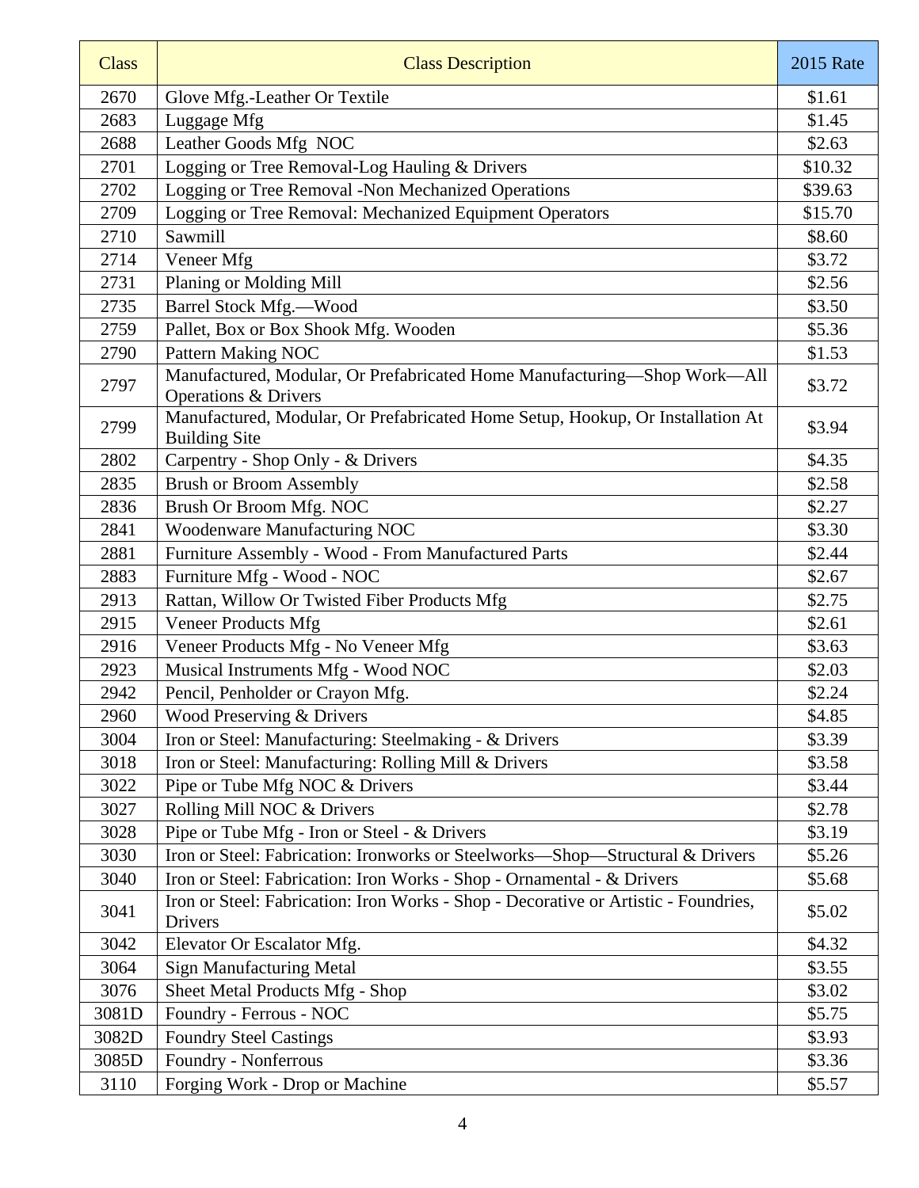| Class | Class Description | 2015 Rate |
|---|---|---|
| 2670 | Glove Mfg.-Leather Or Textile | $1.61 |
| 2683 | Luggage Mfg | $1.45 |
| 2688 | Leather Goods Mfg NOC | $2.63 |
| 2701 | Logging or Tree Removal-Log Hauling & Drivers | $10.32 |
| 2702 | Logging or Tree Removal -Non Mechanized Operations | $39.63 |
| 2709 | Logging or Tree Removal: Mechanized Equipment Operators | $15.70 |
| 2710 | Sawmill | $8.60 |
| 2714 | Veneer Mfg | $3.72 |
| 2731 | Planing or Molding Mill | $2.56 |
| 2735 | Barrel Stock Mfg.—Wood | $3.50 |
| 2759 | Pallet, Box or Box Shook Mfg. Wooden | $5.36 |
| 2790 | Pattern Making NOC | $1.53 |
| 2797 | Manufactured, Modular, Or Prefabricated Home Manufacturing—Shop Work—All Operations & Drivers | $3.72 |
| 2799 | Manufactured, Modular, Or Prefabricated Home Setup, Hookup, Or Installation At Building Site | $3.94 |
| 2802 | Carpentry - Shop Only - & Drivers | $4.35 |
| 2835 | Brush or Broom Assembly | $2.58 |
| 2836 | Brush Or Broom Mfg. NOC | $2.27 |
| 2841 | Woodenware Manufacturing NOC | $3.30 |
| 2881 | Furniture Assembly - Wood - From Manufactured Parts | $2.44 |
| 2883 | Furniture Mfg - Wood - NOC | $2.67 |
| 2913 | Rattan, Willow Or Twisted Fiber Products Mfg | $2.75 |
| 2915 | Veneer Products Mfg | $2.61 |
| 2916 | Veneer Products Mfg - No Veneer Mfg | $3.63 |
| 2923 | Musical Instruments Mfg - Wood NOC | $2.03 |
| 2942 | Pencil, Penholder or Crayon Mfg. | $2.24 |
| 2960 | Wood Preserving & Drivers | $4.85 |
| 3004 | Iron or Steel: Manufacturing: Steelmaking - & Drivers | $3.39 |
| 3018 | Iron or Steel: Manufacturing: Rolling Mill & Drivers | $3.58 |
| 3022 | Pipe or Tube Mfg NOC & Drivers | $3.44 |
| 3027 | Rolling Mill NOC & Drivers | $2.78 |
| 3028 | Pipe or Tube Mfg - Iron or Steel - & Drivers | $3.19 |
| 3030 | Iron or Steel: Fabrication: Ironworks or Steelworks—Shop—Structural & Drivers | $5.26 |
| 3040 | Iron or Steel: Fabrication: Iron Works - Shop - Ornamental - & Drivers | $5.68 |
| 3041 | Iron or Steel: Fabrication: Iron Works - Shop - Decorative or Artistic - Foundries, Drivers | $5.02 |
| 3042 | Elevator Or Escalator Mfg. | $4.32 |
| 3064 | Sign Manufacturing Metal | $3.55 |
| 3076 | Sheet Metal Products Mfg - Shop | $3.02 |
| 3081D | Foundry - Ferrous - NOC | $5.75 |
| 3082D | Foundry Steel Castings | $3.93 |
| 3085D | Foundry - Nonferrous | $3.36 |
| 3110 | Forging Work - Drop or Machine | $5.57 |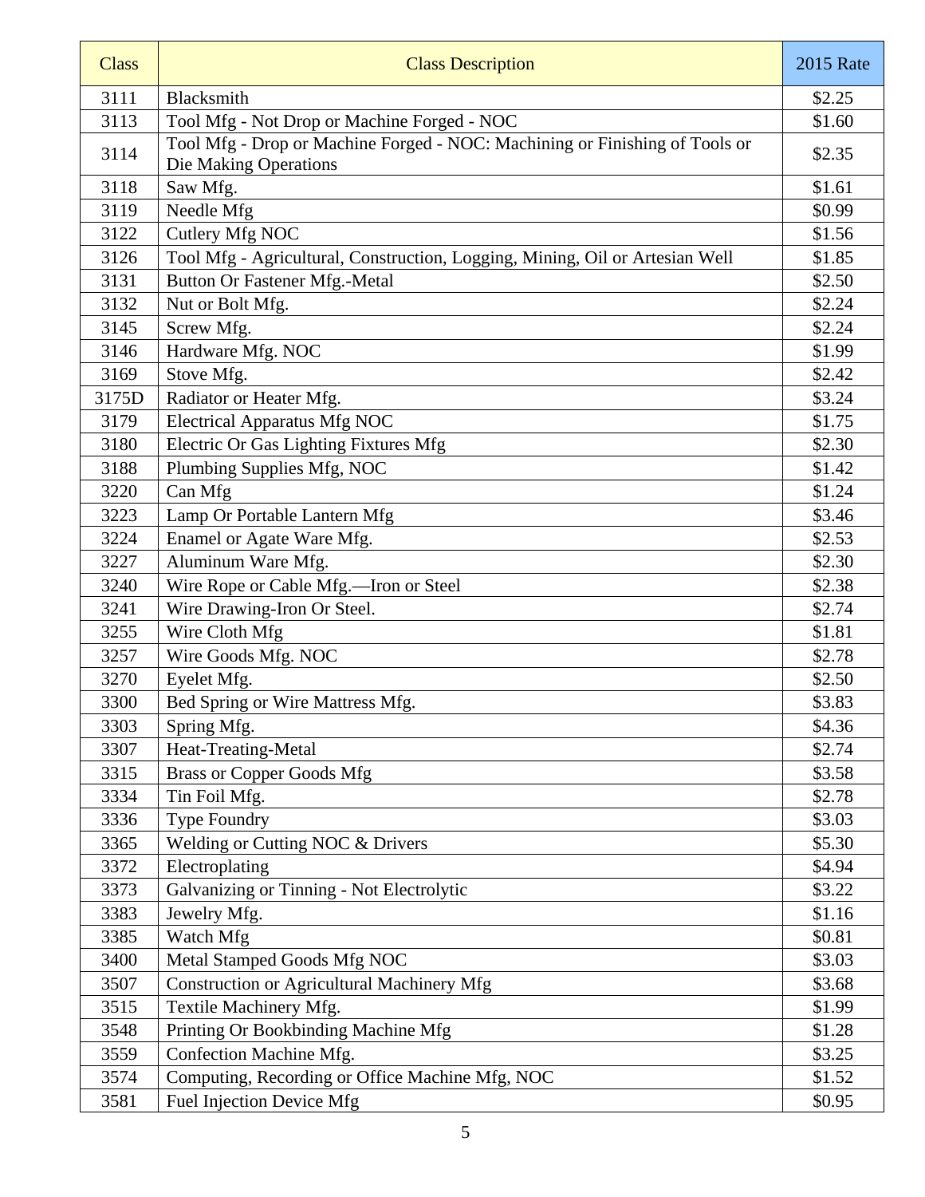| Class | Class Description | 2015 Rate |
|---|---|---|
| 3111 | Blacksmith | $2.25 |
| 3113 | Tool Mfg - Not Drop or Machine Forged - NOC | $1.60 |
| 3114 | Tool Mfg - Drop or Machine Forged - NOC: Machining or Finishing of Tools or Die Making Operations | $2.35 |
| 3118 | Saw Mfg. | $1.61 |
| 3119 | Needle Mfg | $0.99 |
| 3122 | Cutlery Mfg NOC | $1.56 |
| 3126 | Tool Mfg - Agricultural, Construction, Logging, Mining, Oil or Artesian Well | $1.85 |
| 3131 | Button Or Fastener Mfg.-Metal | $2.50 |
| 3132 | Nut or Bolt Mfg. | $2.24 |
| 3145 | Screw Mfg. | $2.24 |
| 3146 | Hardware Mfg. NOC | $1.99 |
| 3169 | Stove Mfg. | $2.42 |
| 3175D | Radiator or Heater Mfg. | $3.24 |
| 3179 | Electrical Apparatus Mfg NOC | $1.75 |
| 3180 | Electric Or Gas Lighting Fixtures Mfg | $2.30 |
| 3188 | Plumbing Supplies Mfg, NOC | $1.42 |
| 3220 | Can Mfg | $1.24 |
| 3223 | Lamp Or Portable Lantern Mfg | $3.46 |
| 3224 | Enamel or Agate Ware Mfg. | $2.53 |
| 3227 | Aluminum Ware Mfg. | $2.30 |
| 3240 | Wire Rope or Cable Mfg.—Iron or Steel | $2.38 |
| 3241 | Wire Drawing-Iron Or Steel. | $2.74 |
| 3255 | Wire Cloth Mfg | $1.81 |
| 3257 | Wire Goods Mfg. NOC | $2.78 |
| 3270 | Eyelet Mfg. | $2.50 |
| 3300 | Bed Spring or Wire Mattress Mfg. | $3.83 |
| 3303 | Spring Mfg. | $4.36 |
| 3307 | Heat-Treating-Metal | $2.74 |
| 3315 | Brass or Copper Goods Mfg | $3.58 |
| 3334 | Tin Foil Mfg. | $2.78 |
| 3336 | Type Foundry | $3.03 |
| 3365 | Welding or Cutting NOC & Drivers | $5.30 |
| 3372 | Electroplating | $4.94 |
| 3373 | Galvanizing or Tinning - Not Electrolytic | $3.22 |
| 3383 | Jewelry Mfg. | $1.16 |
| 3385 | Watch Mfg | $0.81 |
| 3400 | Metal Stamped Goods Mfg NOC | $3.03 |
| 3507 | Construction or Agricultural Machinery Mfg | $3.68 |
| 3515 | Textile Machinery Mfg. | $1.99 |
| 3548 | Printing Or Bookbinding Machine Mfg | $1.28 |
| 3559 | Confection Machine Mfg. | $3.25 |
| 3574 | Computing, Recording or Office Machine Mfg, NOC | $1.52 |
| 3581 | Fuel Injection Device Mfg | $0.95 |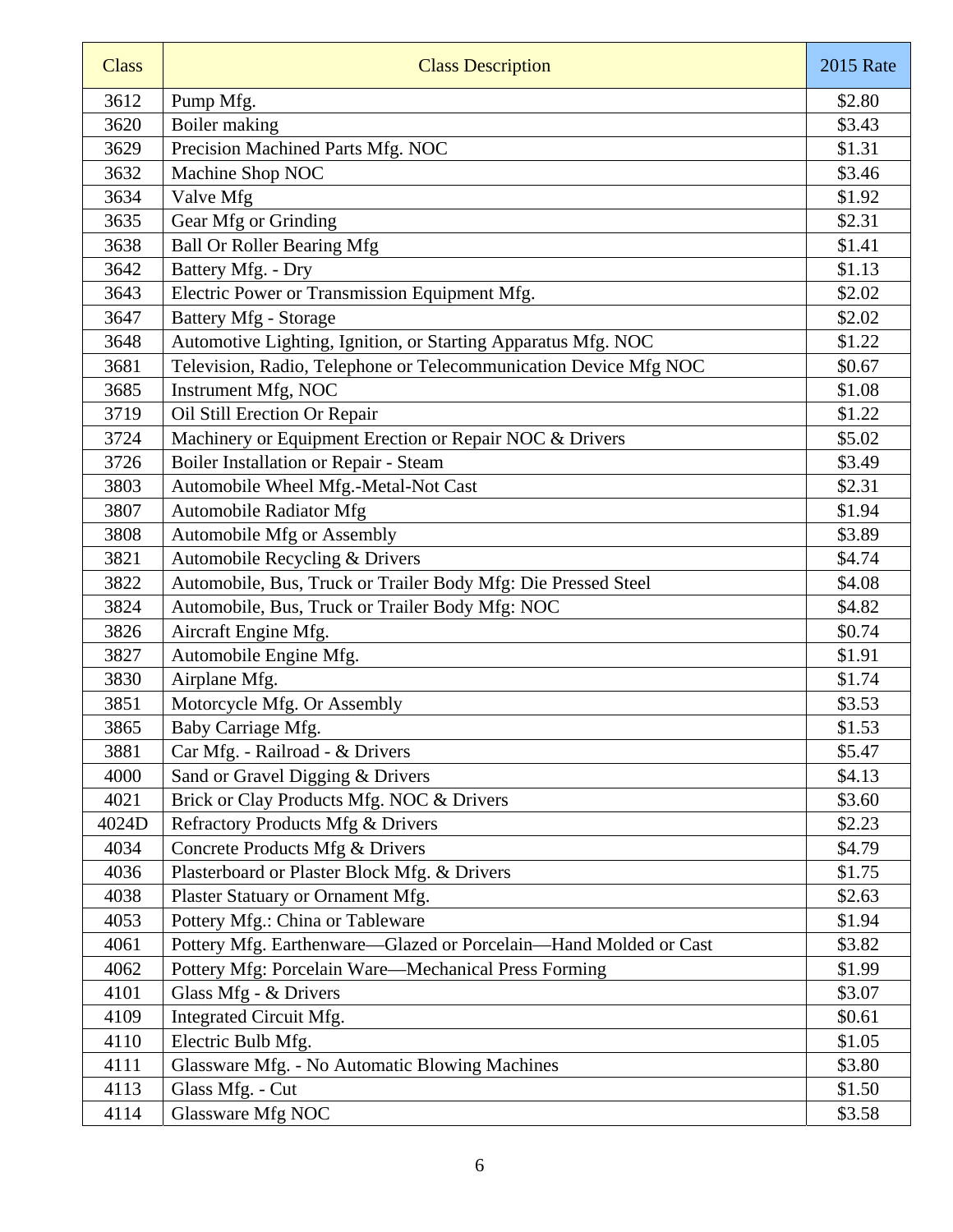| Class | Class Description | 2015 Rate |
|---|---|---|
| 3612 | Pump Mfg. | $2.80 |
| 3620 | Boiler making | $3.43 |
| 3629 | Precision Machined Parts Mfg. NOC | $1.31 |
| 3632 | Machine Shop NOC | $3.46 |
| 3634 | Valve Mfg | $1.92 |
| 3635 | Gear Mfg or Grinding | $2.31 |
| 3638 | Ball Or Roller Bearing Mfg | $1.41 |
| 3642 | Battery Mfg. - Dry | $1.13 |
| 3643 | Electric Power or Transmission Equipment Mfg. | $2.02 |
| 3647 | Battery Mfg - Storage | $2.02 |
| 3648 | Automotive Lighting, Ignition, or Starting Apparatus Mfg. NOC | $1.22 |
| 3681 | Television, Radio, Telephone or Telecommunication Device Mfg NOC | $0.67 |
| 3685 | Instrument Mfg, NOC | $1.08 |
| 3719 | Oil Still Erection Or Repair | $1.22 |
| 3724 | Machinery or Equipment Erection or Repair NOC & Drivers | $5.02 |
| 3726 | Boiler Installation or Repair - Steam | $3.49 |
| 3803 | Automobile Wheel Mfg.-Metal-Not Cast | $2.31 |
| 3807 | Automobile Radiator Mfg | $1.94 |
| 3808 | Automobile Mfg or Assembly | $3.89 |
| 3821 | Automobile Recycling & Drivers | $4.74 |
| 3822 | Automobile, Bus, Truck or Trailer Body Mfg: Die Pressed Steel | $4.08 |
| 3824 | Automobile, Bus, Truck or Trailer Body Mfg: NOC | $4.82 |
| 3826 | Aircraft Engine Mfg. | $0.74 |
| 3827 | Automobile Engine Mfg. | $1.91 |
| 3830 | Airplane Mfg. | $1.74 |
| 3851 | Motorcycle Mfg. Or Assembly | $3.53 |
| 3865 | Baby Carriage Mfg. | $1.53 |
| 3881 | Car Mfg. - Railroad - & Drivers | $5.47 |
| 4000 | Sand or Gravel Digging & Drivers | $4.13 |
| 4021 | Brick or Clay Products Mfg. NOC & Drivers | $3.60 |
| 4024D | Refractory Products Mfg & Drivers | $2.23 |
| 4034 | Concrete Products Mfg & Drivers | $4.79 |
| 4036 | Plasterboard or Plaster Block Mfg. & Drivers | $1.75 |
| 4038 | Plaster Statuary or Ornament Mfg. | $2.63 |
| 4053 | Pottery Mfg.: China or Tableware | $1.94 |
| 4061 | Pottery Mfg. Earthenware—Glazed or Porcelain—Hand Molded or Cast | $3.82 |
| 4062 | Pottery Mfg: Porcelain Ware—Mechanical Press Forming | $1.99 |
| 4101 | Glass Mfg - & Drivers | $3.07 |
| 4109 | Integrated Circuit Mfg. | $0.61 |
| 4110 | Electric Bulb Mfg. | $1.05 |
| 4111 | Glassware Mfg. - No Automatic Blowing Machines | $3.80 |
| 4113 | Glass Mfg. - Cut | $1.50 |
| 4114 | Glassware Mfg NOC | $3.58 |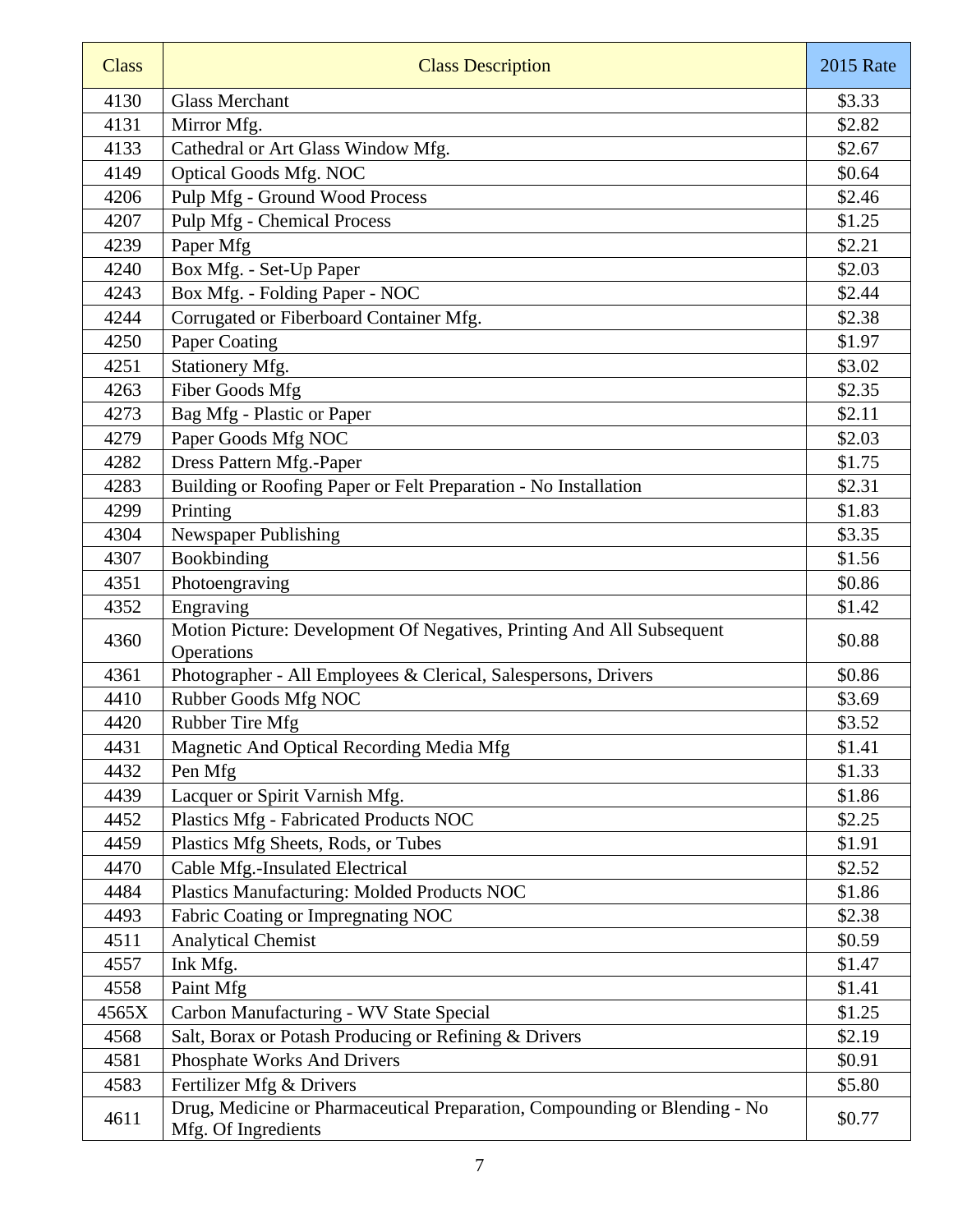| Class | Class Description | 2015 Rate |
|---|---|---|
| 4130 | Glass Merchant | $3.33 |
| 4131 | Mirror Mfg. | $2.82 |
| 4133 | Cathedral or Art Glass Window Mfg. | $2.67 |
| 4149 | Optical Goods Mfg. NOC | $0.64 |
| 4206 | Pulp Mfg - Ground Wood Process | $2.46 |
| 4207 | Pulp Mfg - Chemical Process | $1.25 |
| 4239 | Paper Mfg | $2.21 |
| 4240 | Box Mfg. - Set-Up Paper | $2.03 |
| 4243 | Box Mfg. - Folding Paper - NOC | $2.44 |
| 4244 | Corrugated or Fiberboard Container Mfg. | $2.38 |
| 4250 | Paper Coating | $1.97 |
| 4251 | Stationery Mfg. | $3.02 |
| 4263 | Fiber Goods Mfg | $2.35 |
| 4273 | Bag Mfg - Plastic or Paper | $2.11 |
| 4279 | Paper Goods Mfg NOC | $2.03 |
| 4282 | Dress Pattern Mfg.-Paper | $1.75 |
| 4283 | Building or Roofing Paper or Felt Preparation - No Installation | $2.31 |
| 4299 | Printing | $1.83 |
| 4304 | Newspaper Publishing | $3.35 |
| 4307 | Bookbinding | $1.56 |
| 4351 | Photoengraving | $0.86 |
| 4352 | Engraving | $1.42 |
| 4360 | Motion Picture: Development Of Negatives, Printing And All Subsequent Operations | $0.88 |
| 4361 | Photographer - All Employees & Clerical, Salespersons, Drivers | $0.86 |
| 4410 | Rubber Goods Mfg NOC | $3.69 |
| 4420 | Rubber Tire Mfg | $3.52 |
| 4431 | Magnetic And Optical Recording Media Mfg | $1.41 |
| 4432 | Pen Mfg | $1.33 |
| 4439 | Lacquer or Spirit Varnish Mfg. | $1.86 |
| 4452 | Plastics Mfg - Fabricated Products NOC | $2.25 |
| 4459 | Plastics Mfg Sheets, Rods, or Tubes | $1.91 |
| 4470 | Cable Mfg.-Insulated Electrical | $2.52 |
| 4484 | Plastics Manufacturing: Molded Products NOC | $1.86 |
| 4493 | Fabric Coating or Impregnating NOC | $2.38 |
| 4511 | Analytical Chemist | $0.59 |
| 4557 | Ink Mfg. | $1.47 |
| 4558 | Paint Mfg | $1.41 |
| 4565X | Carbon Manufacturing - WV State Special | $1.25 |
| 4568 | Salt, Borax or Potash Producing or Refining & Drivers | $2.19 |
| 4581 | Phosphate Works And Drivers | $0.91 |
| 4583 | Fertilizer Mfg & Drivers | $5.80 |
| 4611 | Drug, Medicine or Pharmaceutical Preparation, Compounding or Blending - No Mfg. Of Ingredients | $0.77 |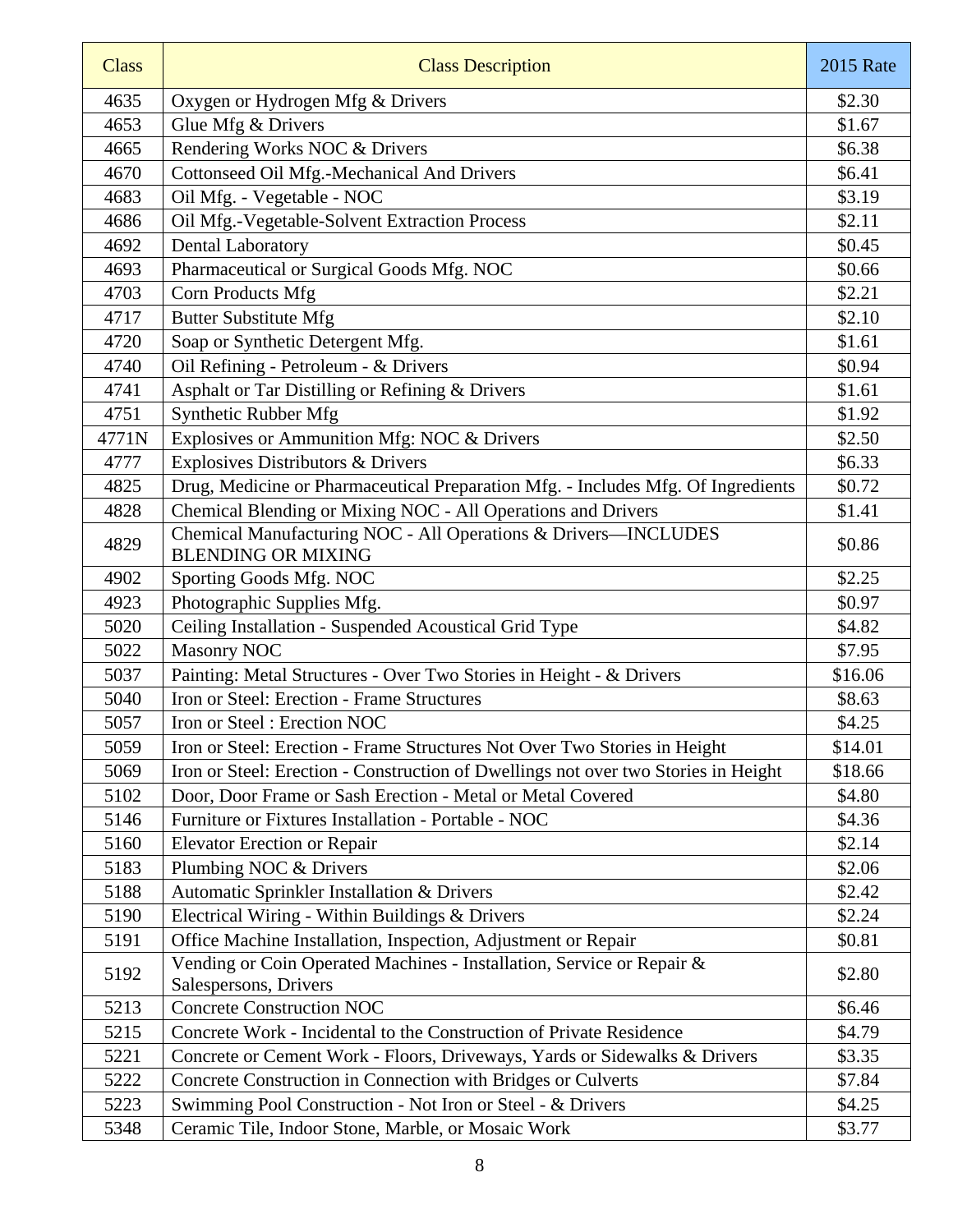| Class | Class Description | 2015 Rate |
|---|---|---|
| 4635 | Oxygen or Hydrogen Mfg & Drivers | $2.30 |
| 4653 | Glue Mfg & Drivers | $1.67 |
| 4665 | Rendering Works NOC & Drivers | $6.38 |
| 4670 | Cottonseed Oil Mfg.-Mechanical And Drivers | $6.41 |
| 4683 | Oil Mfg. - Vegetable - NOC | $3.19 |
| 4686 | Oil Mfg.-Vegetable-Solvent Extraction Process | $2.11 |
| 4692 | Dental Laboratory | $0.45 |
| 4693 | Pharmaceutical or Surgical Goods Mfg. NOC | $0.66 |
| 4703 | Corn Products Mfg | $2.21 |
| 4717 | Butter Substitute Mfg | $2.10 |
| 4720 | Soap or Synthetic Detergent Mfg. | $1.61 |
| 4740 | Oil Refining - Petroleum - & Drivers | $0.94 |
| 4741 | Asphalt or Tar Distilling or Refining & Drivers | $1.61 |
| 4751 | Synthetic Rubber Mfg | $1.92 |
| 4771N | Explosives or Ammunition Mfg: NOC & Drivers | $2.50 |
| 4777 | Explosives Distributors & Drivers | $6.33 |
| 4825 | Drug, Medicine or Pharmaceutical Preparation Mfg. - Includes Mfg. Of Ingredients | $0.72 |
| 4828 | Chemical Blending or Mixing NOC - All Operations and Drivers | $1.41 |
| 4829 | Chemical Manufacturing NOC - All Operations & Drivers—INCLUDES BLENDING OR MIXING | $0.86 |
| 4902 | Sporting Goods Mfg. NOC | $2.25 |
| 4923 | Photographic Supplies Mfg. | $0.97 |
| 5020 | Ceiling Installation - Suspended Acoustical Grid Type | $4.82 |
| 5022 | Masonry NOC | $7.95 |
| 5037 | Painting: Metal Structures - Over Two Stories in Height - & Drivers | $16.06 |
| 5040 | Iron or Steel: Erection - Frame Structures | $8.63 |
| 5057 | Iron or Steel : Erection NOC | $4.25 |
| 5059 | Iron or Steel: Erection - Frame Structures Not Over Two Stories in Height | $14.01 |
| 5069 | Iron or Steel: Erection - Construction of Dwellings not over two Stories in Height | $18.66 |
| 5102 | Door, Door Frame or Sash Erection - Metal or Metal Covered | $4.80 |
| 5146 | Furniture or Fixtures Installation - Portable - NOC | $4.36 |
| 5160 | Elevator Erection or Repair | $2.14 |
| 5183 | Plumbing NOC & Drivers | $2.06 |
| 5188 | Automatic Sprinkler Installation & Drivers | $2.42 |
| 5190 | Electrical Wiring - Within Buildings & Drivers | $2.24 |
| 5191 | Office Machine Installation, Inspection, Adjustment or Repair | $0.81 |
| 5192 | Vending or Coin Operated Machines - Installation, Service or Repair & Salespersons, Drivers | $2.80 |
| 5213 | Concrete Construction NOC | $6.46 |
| 5215 | Concrete Work - Incidental to the Construction of Private Residence | $4.79 |
| 5221 | Concrete or Cement Work - Floors, Driveways, Yards or Sidewalks & Drivers | $3.35 |
| 5222 | Concrete Construction in Connection with Bridges or Culverts | $7.84 |
| 5223 | Swimming Pool Construction - Not Iron or Steel - & Drivers | $4.25 |
| 5348 | Ceramic Tile, Indoor Stone, Marble, or Mosaic Work | $3.77 |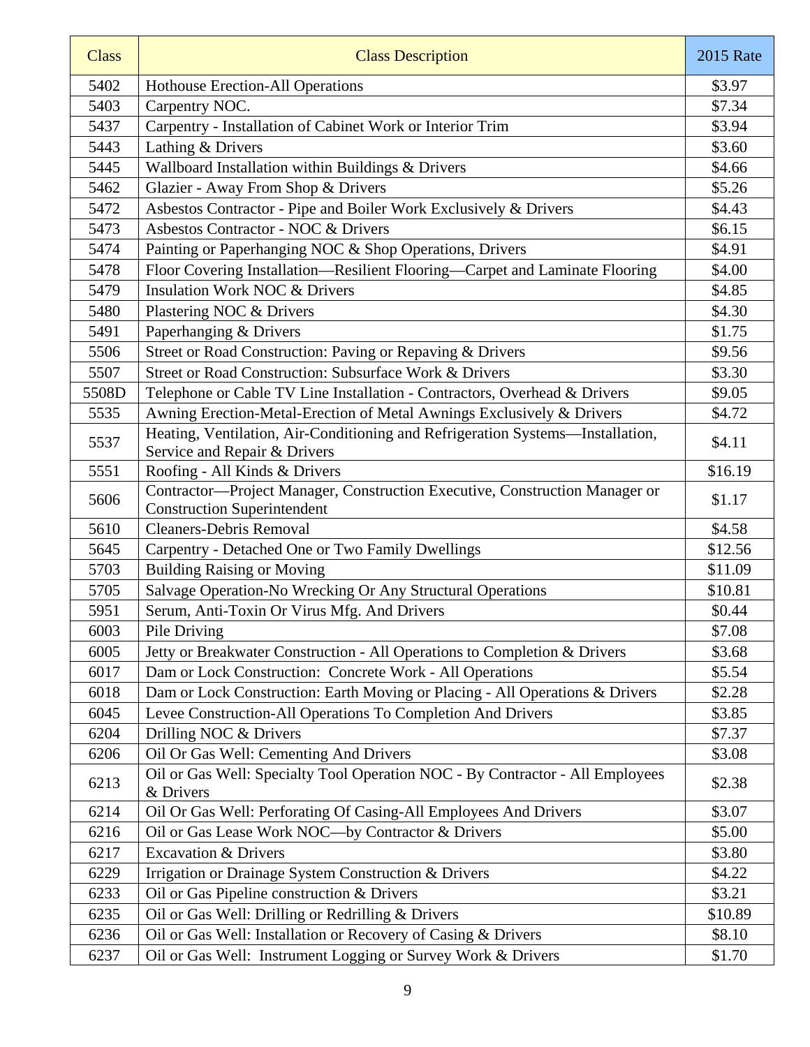| Class | Class Description | 2015 Rate |
|---|---|---|
| 5402 | Hothouse Erection-All Operations | $3.97 |
| 5403 | Carpentry NOC. | $7.34 |
| 5437 | Carpentry - Installation of Cabinet Work or Interior Trim | $3.94 |
| 5443 | Lathing & Drivers | $3.60 |
| 5445 | Wallboard Installation within Buildings & Drivers | $4.66 |
| 5462 | Glazier - Away From Shop & Drivers | $5.26 |
| 5472 | Asbestos Contractor - Pipe and Boiler Work Exclusively & Drivers | $4.43 |
| 5473 | Asbestos Contractor - NOC & Drivers | $6.15 |
| 5474 | Painting or Paperhanging NOC & Shop Operations, Drivers | $4.91 |
| 5478 | Floor Covering Installation—Resilient Flooring—Carpet and Laminate Flooring | $4.00 |
| 5479 | Insulation Work NOC & Drivers | $4.85 |
| 5480 | Plastering NOC & Drivers | $4.30 |
| 5491 | Paperhanging & Drivers | $1.75 |
| 5506 | Street or Road Construction: Paving or Repaving & Drivers | $9.56 |
| 5507 | Street or Road Construction: Subsurface Work & Drivers | $3.30 |
| 5508D | Telephone or Cable TV Line Installation - Contractors, Overhead & Drivers | $9.05 |
| 5535 | Awning Erection-Metal-Erection of Metal Awnings Exclusively & Drivers | $4.72 |
| 5537 | Heating, Ventilation, Air-Conditioning and Refrigeration Systems—Installation, Service and Repair & Drivers | $4.11 |
| 5551 | Roofing - All Kinds & Drivers | $16.19 |
| 5606 | Contractor—Project Manager, Construction Executive, Construction Manager or Construction Superintendent | $1.17 |
| 5610 | Cleaners-Debris Removal | $4.58 |
| 5645 | Carpentry - Detached One or Two Family Dwellings | $12.56 |
| 5703 | Building Raising or Moving | $11.09 |
| 5705 | Salvage Operation-No Wrecking Or Any Structural Operations | $10.81 |
| 5951 | Serum, Anti-Toxin Or Virus Mfg. And Drivers | $0.44 |
| 6003 | Pile Driving | $7.08 |
| 6005 | Jetty or Breakwater Construction - All Operations to Completion & Drivers | $3.68 |
| 6017 | Dam or Lock Construction: Concrete Work - All Operations | $5.54 |
| 6018 | Dam or Lock Construction: Earth Moving or Placing - All Operations & Drivers | $2.28 |
| 6045 | Levee Construction-All Operations To Completion And Drivers | $3.85 |
| 6204 | Drilling NOC & Drivers | $7.37 |
| 6206 | Oil Or Gas Well: Cementing And Drivers | $3.08 |
| 6213 | Oil or Gas Well: Specialty Tool Operation NOC - By Contractor - All Employees & Drivers | $2.38 |
| 6214 | Oil Or Gas Well: Perforating Of Casing-All Employees And Drivers | $3.07 |
| 6216 | Oil or Gas Lease Work NOC—by Contractor & Drivers | $5.00 |
| 6217 | Excavation & Drivers | $3.80 |
| 6229 | Irrigation or Drainage System Construction & Drivers | $4.22 |
| 6233 | Oil or Gas Pipeline construction & Drivers | $3.21 |
| 6235 | Oil or Gas Well: Drilling or Redrilling & Drivers | $10.89 |
| 6236 | Oil or Gas Well: Installation or Recovery of Casing & Drivers | $8.10 |
| 6237 | Oil or Gas Well: Instrument Logging or Survey Work & Drivers | $1.70 |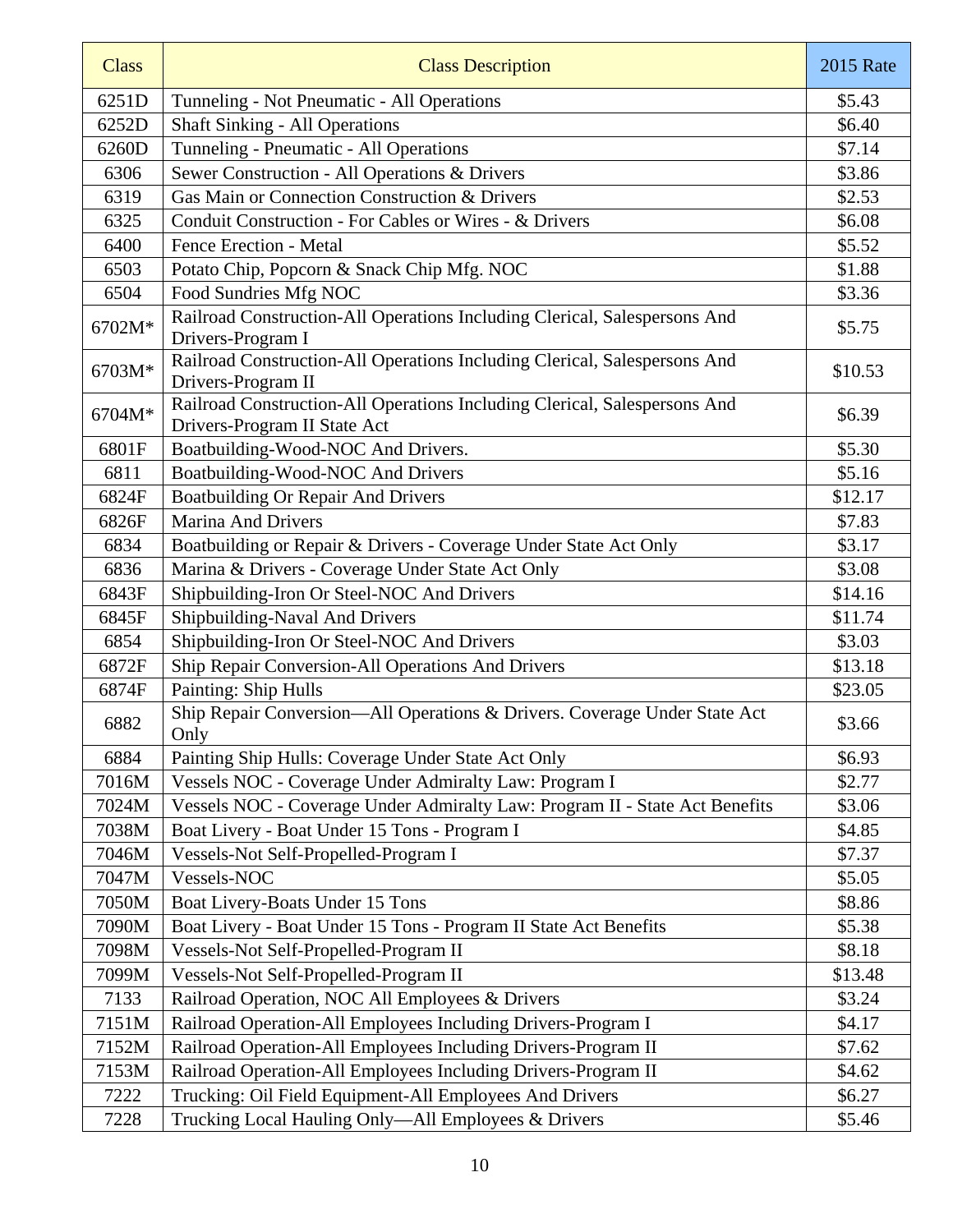| Class | Class Description | 2015 Rate |
|---|---|---|
| 6251D | Tunneling - Not Pneumatic - All Operations | $5.43 |
| 6252D | Shaft Sinking - All Operations | $6.40 |
| 6260D | Tunneling - Pneumatic - All Operations | $7.14 |
| 6306 | Sewer Construction - All Operations & Drivers | $3.86 |
| 6319 | Gas Main or Connection Construction & Drivers | $2.53 |
| 6325 | Conduit Construction - For Cables or Wires - & Drivers | $6.08 |
| 6400 | Fence Erection - Metal | $5.52 |
| 6503 | Potato Chip, Popcorn & Snack Chip Mfg. NOC | $1.88 |
| 6504 | Food Sundries Mfg NOC | $3.36 |
| 6702M* | Railroad Construction-All Operations Including Clerical, Salespersons And Drivers-Program I | $5.75 |
| 6703M* | Railroad Construction-All Operations Including Clerical, Salespersons And Drivers-Program II | $10.53 |
| 6704M* | Railroad Construction-All Operations Including Clerical, Salespersons And Drivers-Program II State Act | $6.39 |
| 6801F | Boatbuilding-Wood-NOC And Drivers. | $5.30 |
| 6811 | Boatbuilding-Wood-NOC And Drivers | $5.16 |
| 6824F | Boatbuilding Or Repair And Drivers | $12.17 |
| 6826F | Marina And Drivers | $7.83 |
| 6834 | Boatbuilding or Repair & Drivers - Coverage Under State Act Only | $3.17 |
| 6836 | Marina & Drivers - Coverage Under State Act Only | $3.08 |
| 6843F | Shipbuilding-Iron Or Steel-NOC And Drivers | $14.16 |
| 6845F | Shipbuilding-Naval And Drivers | $11.74 |
| 6854 | Shipbuilding-Iron Or Steel-NOC And Drivers | $3.03 |
| 6872F | Ship Repair Conversion-All Operations And Drivers | $13.18 |
| 6874F | Painting: Ship Hulls | $23.05 |
| 6882 | Ship Repair Conversion—All Operations & Drivers. Coverage Under State Act Only | $3.66 |
| 6884 | Painting Ship Hulls: Coverage Under State Act Only | $6.93 |
| 7016M | Vessels NOC - Coverage Under Admiralty Law: Program I | $2.77 |
| 7024M | Vessels NOC - Coverage Under Admiralty Law: Program II - State Act Benefits | $3.06 |
| 7038M | Boat Livery - Boat Under 15 Tons - Program I | $4.85 |
| 7046M | Vessels-Not Self-Propelled-Program I | $7.37 |
| 7047M | Vessels-NOC | $5.05 |
| 7050M | Boat Livery-Boats Under 15 Tons | $8.86 |
| 7090M | Boat Livery - Boat Under 15 Tons - Program II State Act Benefits | $5.38 |
| 7098M | Vessels-Not Self-Propelled-Program II | $8.18 |
| 7099M | Vessels-Not Self-Propelled-Program II | $13.48 |
| 7133 | Railroad Operation, NOC All Employees & Drivers | $3.24 |
| 7151M | Railroad Operation-All Employees Including Drivers-Program I | $4.17 |
| 7152M | Railroad Operation-All Employees Including Drivers-Program II | $7.62 |
| 7153M | Railroad Operation-All Employees Including Drivers-Program II | $4.62 |
| 7222 | Trucking: Oil Field Equipment-All Employees And Drivers | $6.27 |
| 7228 | Trucking Local Hauling Only—All Employees & Drivers | $5.46 |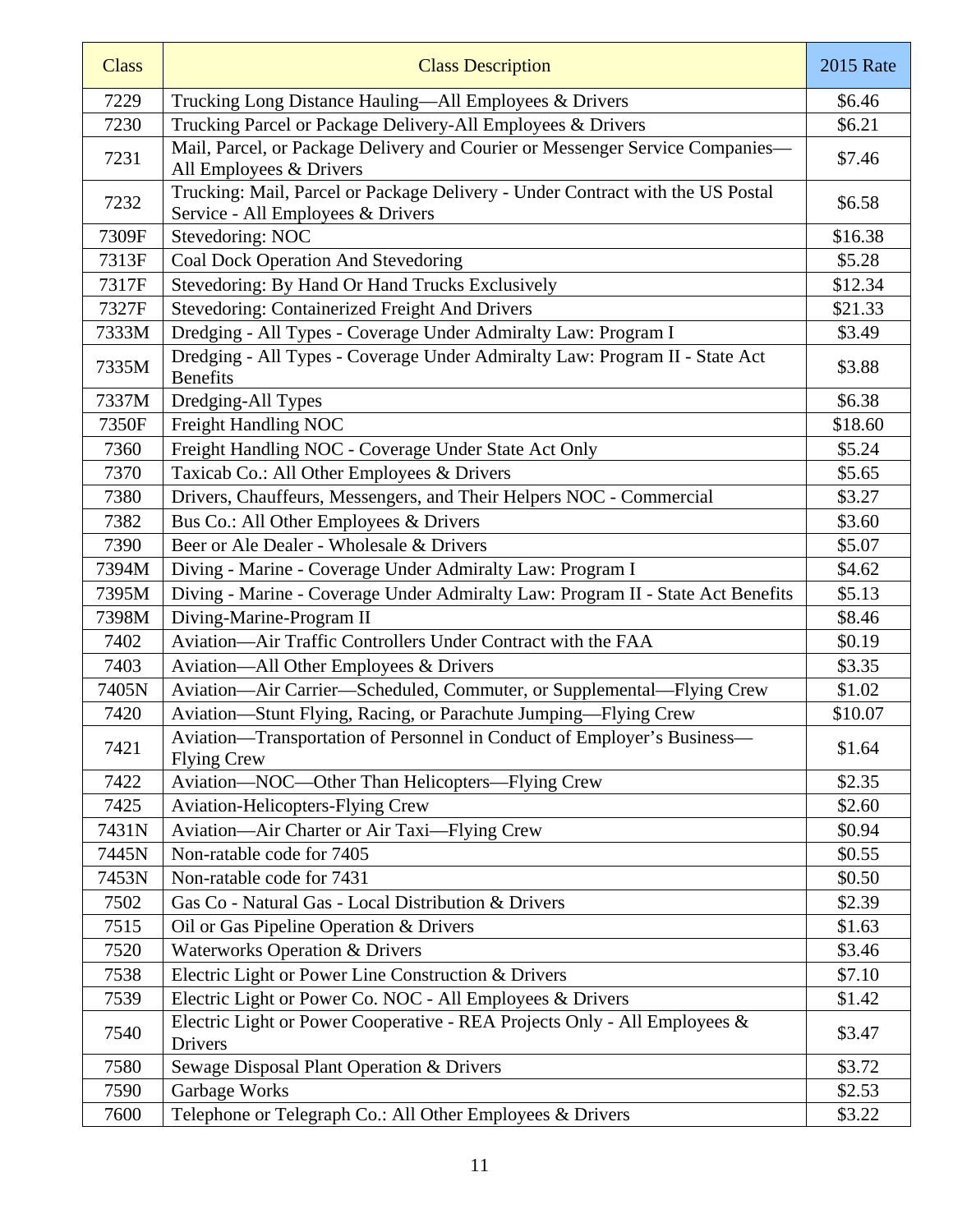| Class | Class Description | 2015 Rate |
|---|---|---|
| 7229 | Trucking Long Distance Hauling—All Employees & Drivers | $6.46 |
| 7230 | Trucking Parcel or Package Delivery-All Employees & Drivers | $6.21 |
| 7231 | Mail, Parcel, or Package Delivery and Courier or Messenger Service Companies—All Employees & Drivers | $7.46 |
| 7232 | Trucking: Mail, Parcel or Package Delivery - Under Contract with the US Postal Service - All Employees & Drivers | $6.58 |
| 7309F | Stevedoring: NOC | $16.38 |
| 7313F | Coal Dock Operation And Stevedoring | $5.28 |
| 7317F | Stevedoring: By Hand Or Hand Trucks Exclusively | $12.34 |
| 7327F | Stevedoring: Containerized Freight And Drivers | $21.33 |
| 7333M | Dredging - All Types - Coverage Under Admiralty Law: Program I | $3.49 |
| 7335M | Dredging - All Types - Coverage Under Admiralty Law: Program II - State Act Benefits | $3.88 |
| 7337M | Dredging-All Types | $6.38 |
| 7350F | Freight Handling NOC | $18.60 |
| 7360 | Freight Handling NOC - Coverage Under State Act Only | $5.24 |
| 7370 | Taxicab Co.: All Other Employees & Drivers | $5.65 |
| 7380 | Drivers, Chauffeurs, Messengers, and Their Helpers NOC - Commercial | $3.27 |
| 7382 | Bus Co.: All Other Employees & Drivers | $3.60 |
| 7390 | Beer or Ale Dealer - Wholesale & Drivers | $5.07 |
| 7394M | Diving - Marine - Coverage Under Admiralty Law: Program I | $4.62 |
| 7395M | Diving - Marine - Coverage Under Admiralty Law: Program II - State Act Benefits | $5.13 |
| 7398M | Diving-Marine-Program II | $8.46 |
| 7402 | Aviation—Air Traffic Controllers Under Contract with the FAA | $0.19 |
| 7403 | Aviation—All Other Employees & Drivers | $3.35 |
| 7405N | Aviation—Air Carrier—Scheduled, Commuter, or Supplemental—Flying Crew | $1.02 |
| 7420 | Aviation—Stunt Flying, Racing, or Parachute Jumping—Flying Crew | $10.07 |
| 7421 | Aviation—Transportation of Personnel in Conduct of Employer's Business—Flying Crew | $1.64 |
| 7422 | Aviation—NOC—Other Than Helicopters—Flying Crew | $2.35 |
| 7425 | Aviation-Helicopters-Flying Crew | $2.60 |
| 7431N | Aviation—Air Charter or Air Taxi—Flying Crew | $0.94 |
| 7445N | Non-ratable code for 7405 | $0.55 |
| 7453N | Non-ratable code for 7431 | $0.50 |
| 7502 | Gas Co - Natural Gas - Local Distribution & Drivers | $2.39 |
| 7515 | Oil or Gas Pipeline Operation & Drivers | $1.63 |
| 7520 | Waterworks Operation & Drivers | $3.46 |
| 7538 | Electric Light or Power Line Construction & Drivers | $7.10 |
| 7539 | Electric Light or Power Co. NOC - All Employees & Drivers | $1.42 |
| 7540 | Electric Light or Power Cooperative - REA Projects Only - All Employees & Drivers | $3.47 |
| 7580 | Sewage Disposal Plant Operation & Drivers | $3.72 |
| 7590 | Garbage Works | $2.53 |
| 7600 | Telephone or Telegraph Co.: All Other Employees & Drivers | $3.22 |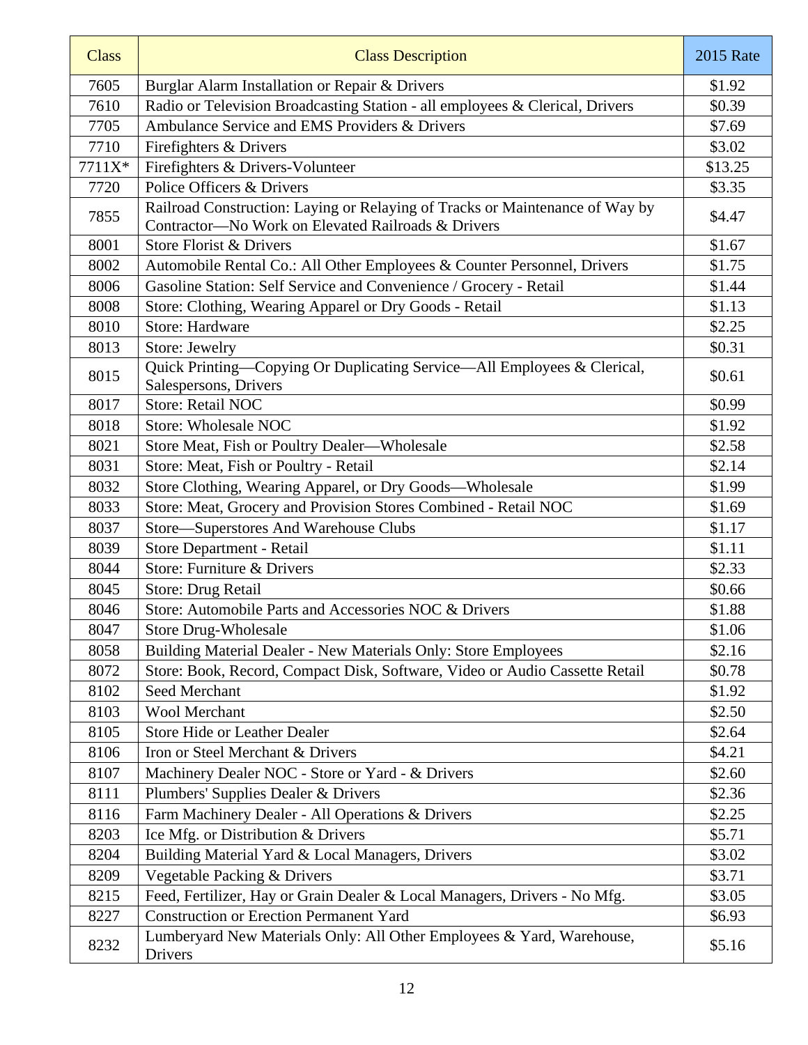| Class | Class Description | 2015 Rate |
|---|---|---|
| 7605 | Burglar Alarm Installation or Repair & Drivers | $1.92 |
| 7610 | Radio or Television Broadcasting Station - all employees & Clerical, Drivers | $0.39 |
| 7705 | Ambulance Service and EMS Providers & Drivers | $7.69 |
| 7710 | Firefighters & Drivers | $3.02 |
| 7711X* | Firefighters & Drivers-Volunteer | $13.25 |
| 7720 | Police Officers & Drivers | $3.35 |
| 7855 | Railroad Construction: Laying or Relaying of Tracks or Maintenance of Way by Contractor—No Work on Elevated Railroads & Drivers | $4.47 |
| 8001 | Store Florist & Drivers | $1.67 |
| 8002 | Automobile Rental Co.: All Other Employees & Counter Personnel, Drivers | $1.75 |
| 8006 | Gasoline Station: Self Service and Convenience / Grocery - Retail | $1.44 |
| 8008 | Store: Clothing, Wearing Apparel or Dry Goods - Retail | $1.13 |
| 8010 | Store: Hardware | $2.25 |
| 8013 | Store: Jewelry | $0.31 |
| 8015 | Quick Printing—Copying Or Duplicating Service—All Employees & Clerical, Salespersons, Drivers | $0.61 |
| 8017 | Store: Retail NOC | $0.99 |
| 8018 | Store: Wholesale NOC | $1.92 |
| 8021 | Store Meat, Fish or Poultry Dealer—Wholesale | $2.58 |
| 8031 | Store: Meat, Fish or Poultry - Retail | $2.14 |
| 8032 | Store Clothing, Wearing Apparel, or Dry Goods—Wholesale | $1.99 |
| 8033 | Store: Meat, Grocery and Provision Stores Combined - Retail NOC | $1.69 |
| 8037 | Store—Superstores And Warehouse Clubs | $1.17 |
| 8039 | Store Department - Retail | $1.11 |
| 8044 | Store: Furniture & Drivers | $2.33 |
| 8045 | Store: Drug Retail | $0.66 |
| 8046 | Store: Automobile Parts and Accessories NOC & Drivers | $1.88 |
| 8047 | Store Drug-Wholesale | $1.06 |
| 8058 | Building Material Dealer - New Materials Only: Store Employees | $2.16 |
| 8072 | Store: Book, Record, Compact Disk, Software, Video or Audio Cassette Retail | $0.78 |
| 8102 | Seed Merchant | $1.92 |
| 8103 | Wool Merchant | $2.50 |
| 8105 | Store Hide or Leather Dealer | $2.64 |
| 8106 | Iron or Steel Merchant & Drivers | $4.21 |
| 8107 | Machinery Dealer NOC - Store or Yard - & Drivers | $2.60 |
| 8111 | Plumbers' Supplies Dealer & Drivers | $2.36 |
| 8116 | Farm Machinery Dealer - All Operations & Drivers | $2.25 |
| 8203 | Ice Mfg. or Distribution & Drivers | $5.71 |
| 8204 | Building Material Yard & Local Managers, Drivers | $3.02 |
| 8209 | Vegetable Packing & Drivers | $3.71 |
| 8215 | Feed, Fertilizer, Hay or Grain Dealer & Local Managers, Drivers - No Mfg. | $3.05 |
| 8227 | Construction or Erection Permanent Yard | $6.93 |
| 8232 | Lumberyard New Materials Only: All Other Employees & Yard, Warehouse, Drivers | $5.16 |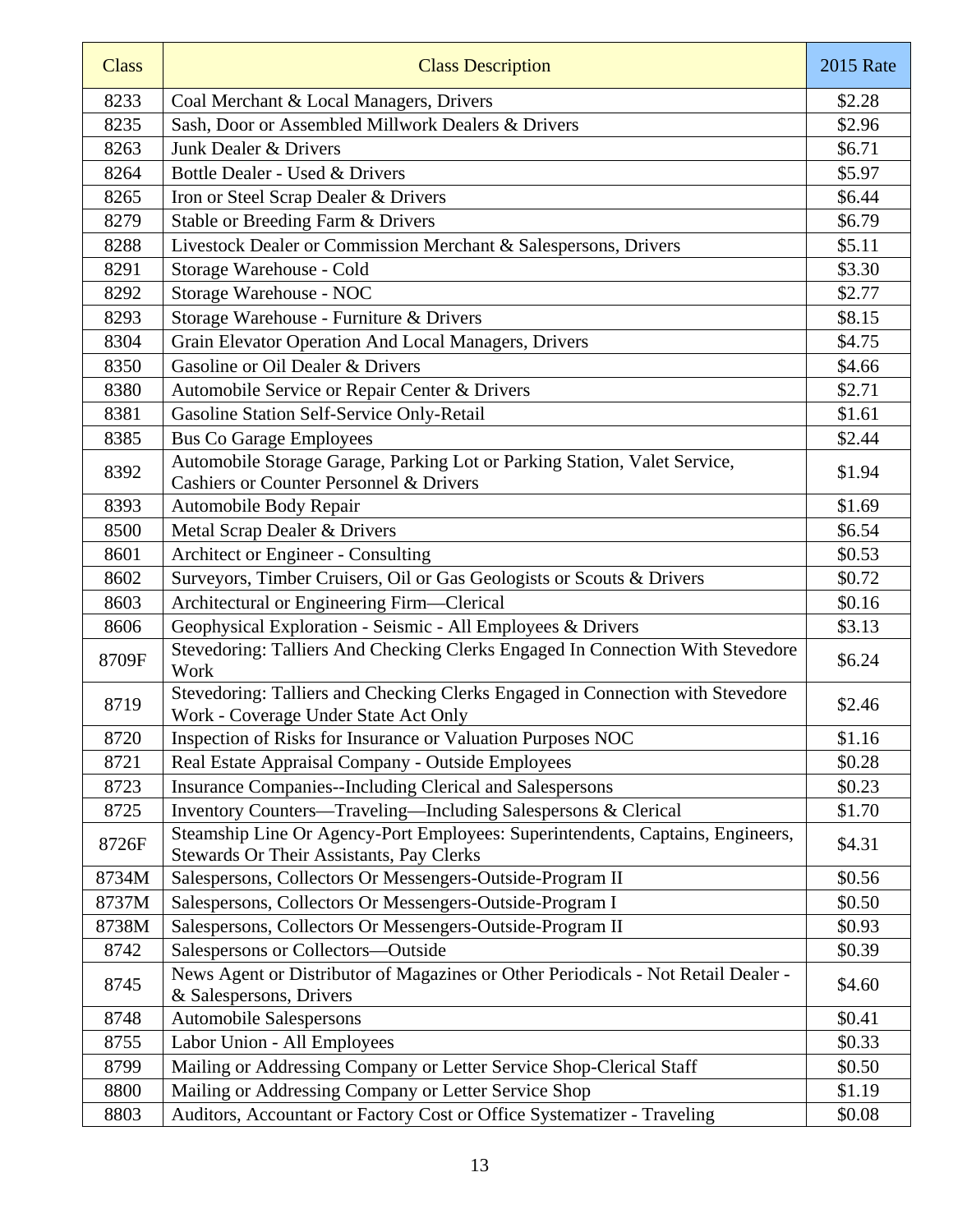| Class | Class Description | 2015 Rate |
|---|---|---|
| 8233 | Coal Merchant & Local Managers, Drivers | $2.28 |
| 8235 | Sash, Door or Assembled Millwork Dealers & Drivers | $2.96 |
| 8263 | Junk Dealer & Drivers | $6.71 |
| 8264 | Bottle Dealer - Used & Drivers | $5.97 |
| 8265 | Iron or Steel Scrap Dealer & Drivers | $6.44 |
| 8279 | Stable or Breeding Farm & Drivers | $6.79 |
| 8288 | Livestock Dealer or Commission Merchant & Salespersons, Drivers | $5.11 |
| 8291 | Storage Warehouse - Cold | $3.30 |
| 8292 | Storage Warehouse - NOC | $2.77 |
| 8293 | Storage Warehouse - Furniture & Drivers | $8.15 |
| 8304 | Grain Elevator Operation And Local Managers, Drivers | $4.75 |
| 8350 | Gasoline or Oil Dealer & Drivers | $4.66 |
| 8380 | Automobile Service or Repair Center & Drivers | $2.71 |
| 8381 | Gasoline Station Self-Service Only-Retail | $1.61 |
| 8385 | Bus Co Garage Employees | $2.44 |
| 8392 | Automobile Storage Garage, Parking Lot or Parking Station, Valet Service, Cashiers or Counter Personnel & Drivers | $1.94 |
| 8393 | Automobile Body Repair | $1.69 |
| 8500 | Metal Scrap Dealer & Drivers | $6.54 |
| 8601 | Architect or Engineer - Consulting | $0.53 |
| 8602 | Surveyors, Timber Cruisers, Oil or Gas Geologists or Scouts & Drivers | $0.72 |
| 8603 | Architectural or Engineering Firm—Clerical | $0.16 |
| 8606 | Geophysical Exploration - Seismic - All Employees & Drivers | $3.13 |
| 8709F | Stevedoring: Talliers And Checking Clerks Engaged In Connection With Stevedore Work | $6.24 |
| 8719 | Stevedoring: Talliers and Checking Clerks Engaged in Connection with Stevedore Work - Coverage Under State Act Only | $2.46 |
| 8720 | Inspection of Risks for Insurance or Valuation Purposes NOC | $1.16 |
| 8721 | Real Estate Appraisal Company - Outside Employees | $0.28 |
| 8723 | Insurance Companies--Including Clerical and Salespersons | $0.23 |
| 8725 | Inventory Counters—Traveling—Including Salespersons & Clerical | $1.70 |
| 8726F | Steamship Line Or Agency-Port Employees: Superintendents, Captains, Engineers, Stewards Or Their Assistants, Pay Clerks | $4.31 |
| 8734M | Salespersons, Collectors Or Messengers-Outside-Program II | $0.56 |
| 8737M | Salespersons, Collectors Or Messengers-Outside-Program I | $0.50 |
| 8738M | Salespersons, Collectors Or Messengers-Outside-Program II | $0.93 |
| 8742 | Salespersons or Collectors—Outside | $0.39 |
| 8745 | News Agent or Distributor of Magazines or Other Periodicals - Not Retail Dealer - & Salespersons, Drivers | $4.60 |
| 8748 | Automobile Salespersons | $0.41 |
| 8755 | Labor Union - All Employees | $0.33 |
| 8799 | Mailing or Addressing Company or Letter Service Shop-Clerical Staff | $0.50 |
| 8800 | Mailing or Addressing Company or Letter Service Shop | $1.19 |
| 8803 | Auditors, Accountant or Factory Cost or Office Systematizer - Traveling | $0.08 |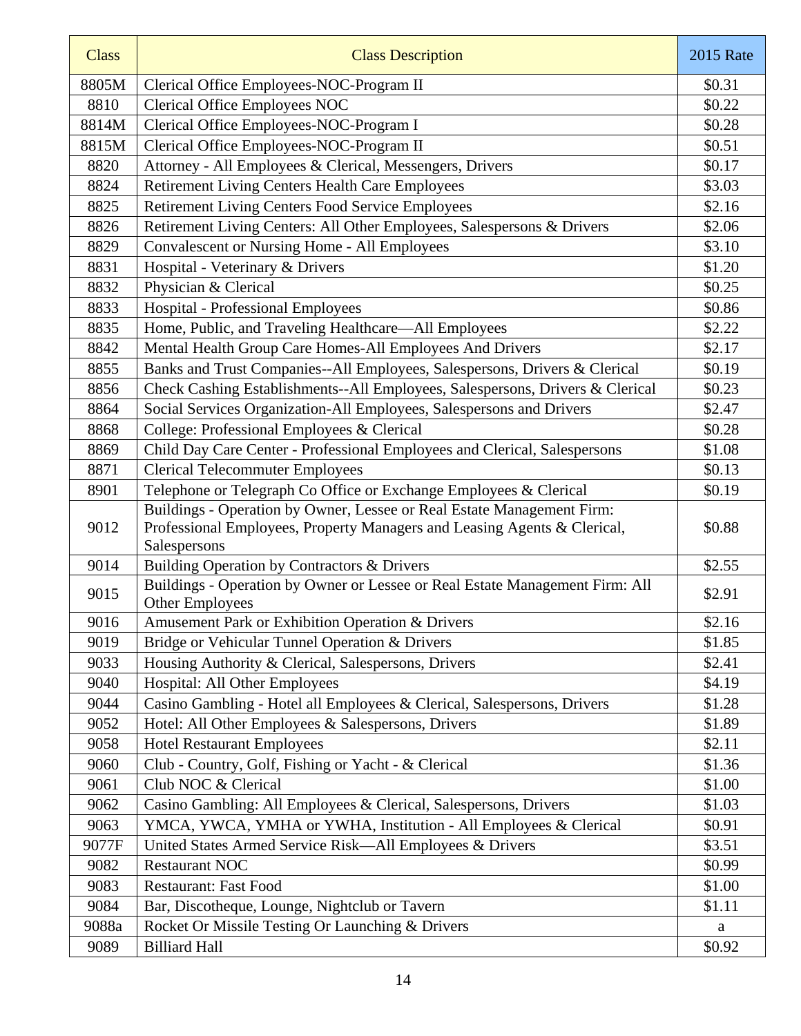| Class | Class Description | 2015 Rate |
|---|---|---|
| 8805M | Clerical Office Employees-NOC-Program II | $0.31 |
| 8810 | Clerical Office Employees NOC | $0.22 |
| 8814M | Clerical Office Employees-NOC-Program I | $0.28 |
| 8815M | Clerical Office Employees-NOC-Program II | $0.51 |
| 8820 | Attorney - All Employees & Clerical, Messengers, Drivers | $0.17 |
| 8824 | Retirement Living Centers Health Care Employees | $3.03 |
| 8825 | Retirement Living Centers Food Service Employees | $2.16 |
| 8826 | Retirement Living Centers: All Other Employees, Salespersons & Drivers | $2.06 |
| 8829 | Convalescent or Nursing Home - All Employees | $3.10 |
| 8831 | Hospital - Veterinary & Drivers | $1.20 |
| 8832 | Physician & Clerical | $0.25 |
| 8833 | Hospital - Professional Employees | $0.86 |
| 8835 | Home, Public, and Traveling Healthcare—All Employees | $2.22 |
| 8842 | Mental Health Group Care Homes-All Employees And Drivers | $2.17 |
| 8855 | Banks and Trust Companies--All Employees, Salespersons, Drivers & Clerical | $0.19 |
| 8856 | Check Cashing Establishments--All Employees, Salespersons, Drivers & Clerical | $0.23 |
| 8864 | Social Services Organization-All Employees, Salespersons and Drivers | $2.47 |
| 8868 | College: Professional Employees & Clerical | $0.28 |
| 8869 | Child Day Care Center - Professional Employees and Clerical, Salespersons | $1.08 |
| 8871 | Clerical Telecommuter Employees | $0.13 |
| 8901 | Telephone or Telegraph Co Office or Exchange Employees & Clerical | $0.19 |
| 9012 | Buildings - Operation by Owner, Lessee or Real Estate Management Firm: Professional Employees, Property Managers and Leasing Agents & Clerical, Salespersons | $0.88 |
| 9014 | Building Operation by Contractors & Drivers | $2.55 |
| 9015 | Buildings - Operation by Owner or Lessee or Real Estate Management Firm: All Other Employees | $2.91 |
| 9016 | Amusement Park or Exhibition Operation & Drivers | $2.16 |
| 9019 | Bridge or Vehicular Tunnel Operation & Drivers | $1.85 |
| 9033 | Housing Authority & Clerical, Salespersons, Drivers | $2.41 |
| 9040 | Hospital: All Other Employees | $4.19 |
| 9044 | Casino Gambling - Hotel all Employees & Clerical, Salespersons, Drivers | $1.28 |
| 9052 | Hotel: All Other Employees & Salespersons, Drivers | $1.89 |
| 9058 | Hotel Restaurant Employees | $2.11 |
| 9060 | Club - Country, Golf, Fishing or Yacht - & Clerical | $1.36 |
| 9061 | Club NOC & Clerical | $1.00 |
| 9062 | Casino Gambling: All Employees & Clerical, Salespersons, Drivers | $1.03 |
| 9063 | YMCA, YWCA, YMHA or YWHA, Institution - All Employees & Clerical | $0.91 |
| 9077F | United States Armed Service Risk—All Employees & Drivers | $3.51 |
| 9082 | Restaurant NOC | $0.99 |
| 9083 | Restaurant: Fast Food | $1.00 |
| 9084 | Bar, Discotheque, Lounge, Nightclub or Tavern | $1.11 |
| 9088a | Rocket Or Missile Testing Or Launching & Drivers | a |
| 9089 | Billiard Hall | $0.92 |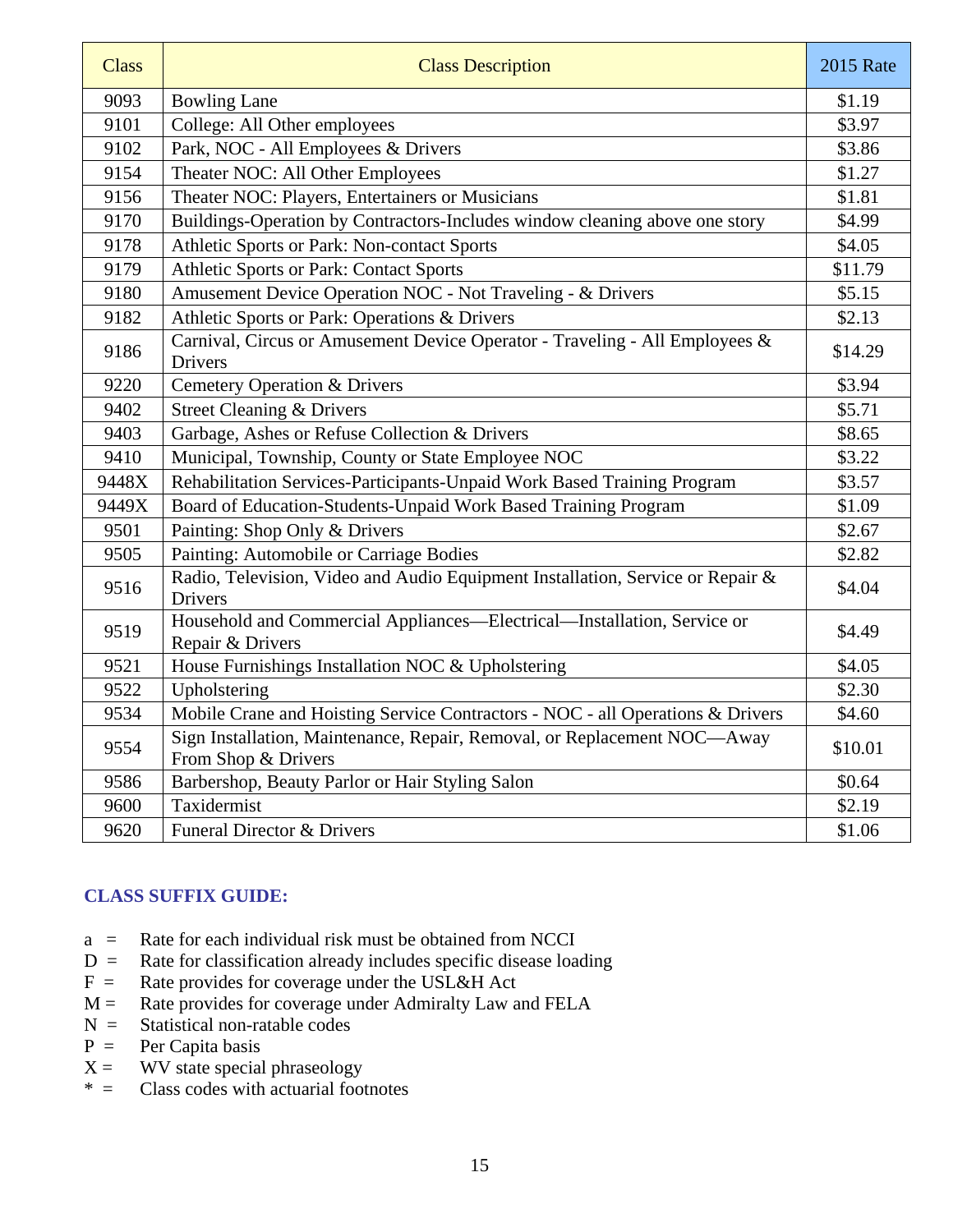| Class | Class Description | 2015 Rate |
|---|---|---|
| 9093 | Bowling Lane | $1.19 |
| 9101 | College: All Other employees | $3.97 |
| 9102 | Park, NOC - All Employees & Drivers | $3.86 |
| 9154 | Theater NOC: All Other Employees | $1.27 |
| 9156 | Theater NOC: Players, Entertainers or Musicians | $1.81 |
| 9170 | Buildings-Operation by Contractors-Includes window cleaning above one story | $4.99 |
| 9178 | Athletic Sports or Park: Non-contact Sports | $4.05 |
| 9179 | Athletic Sports or Park: Contact Sports | $11.79 |
| 9180 | Amusement Device Operation NOC - Not Traveling - & Drivers | $5.15 |
| 9182 | Athletic Sports or Park: Operations & Drivers | $2.13 |
| 9186 | Carnival, Circus or Amusement Device Operator - Traveling - All Employees & Drivers | $14.29 |
| 9220 | Cemetery Operation & Drivers | $3.94 |
| 9402 | Street Cleaning & Drivers | $5.71 |
| 9403 | Garbage, Ashes or Refuse Collection & Drivers | $8.65 |
| 9410 | Municipal, Township, County or State Employee NOC | $3.22 |
| 9448X | Rehabilitation Services-Participants-Unpaid Work Based Training Program | $3.57 |
| 9449X | Board of Education-Students-Unpaid Work Based Training Program | $1.09 |
| 9501 | Painting: Shop Only & Drivers | $2.67 |
| 9505 | Painting: Automobile or Carriage Bodies | $2.82 |
| 9516 | Radio, Television, Video and Audio Equipment Installation, Service or Repair & Drivers | $4.04 |
| 9519 | Household and Commercial Appliances—Electrical—Installation, Service or Repair & Drivers | $4.49 |
| 9521 | House Furnishings Installation NOC & Upholstering | $4.05 |
| 9522 | Upholstering | $2.30 |
| 9534 | Mobile Crane and Hoisting Service Contractors - NOC - all Operations & Drivers | $4.60 |
| 9554 | Sign Installation, Maintenance, Repair, Removal, or Replacement NOC—Away From Shop & Drivers | $10.01 |
| 9586 | Barbershop, Beauty Parlor or Hair Styling Salon | $0.64 |
| 9600 | Taxidermist | $2.19 |
| 9620 | Funeral Director & Drivers | $1.06 |

**CLASS SUFFIX GUIDE:**

- a = Rate for each individual risk must be obtained from NCCI
- D = Rate for classification already includes specific disease loading
- F = Rate provides for coverage under the USL&H Act
- M = Rate provides for coverage under Admiralty Law and FELA
- N = Statistical non-ratable codes
- P = Per Capita basis
- X = WV state special phraseology
- * = Class codes with actuarial footnotes